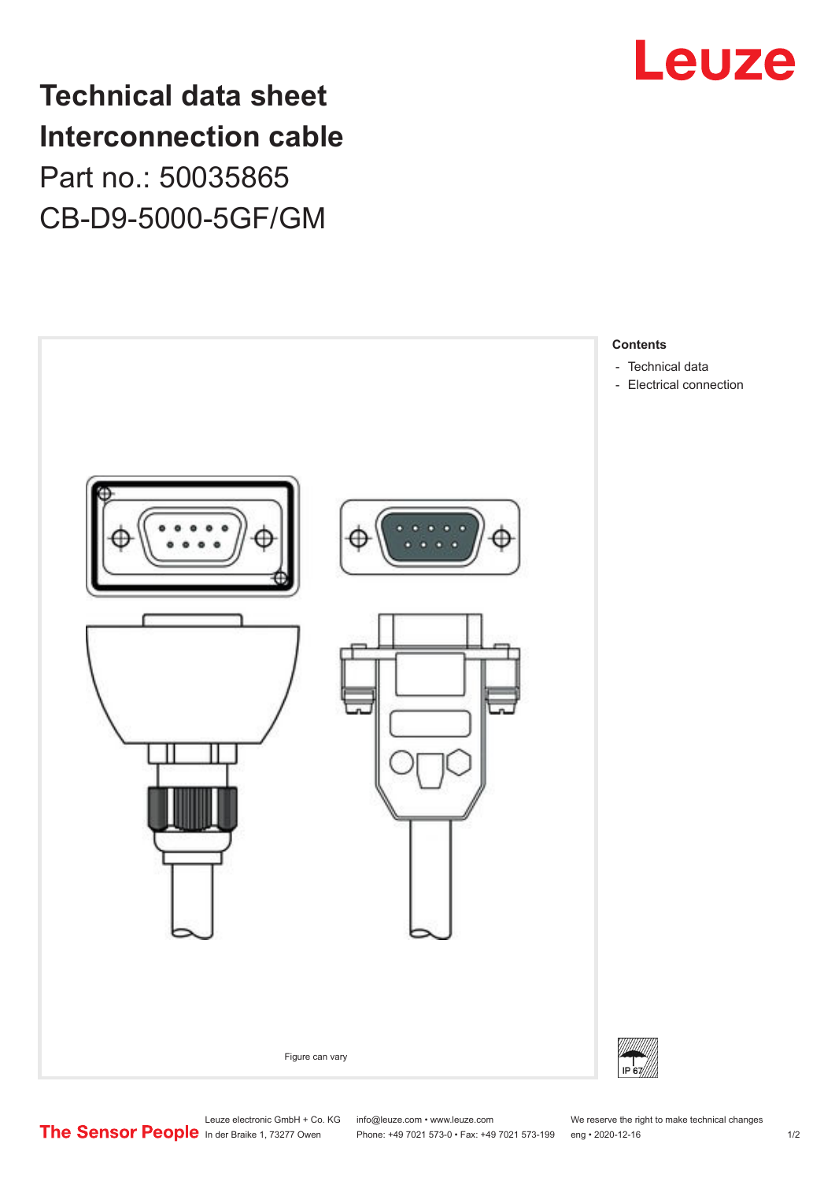# Technical data sheet
# Interconnection cable

Part no.: 50035865

CB-D9-5000-5GF/GM

Figure can vary

**Contents**

- Technical data
- Electrical connection

IP 67

Leuze electronic GmbH + Co. KG
In der Braike 1, 73277 Owen

info@leuze.com • www.leuze.com
Phone: +49 7021 573-0 • Fax: +49 7021 573-199

We reserve the right to make technical changes
eng • 2020-12-16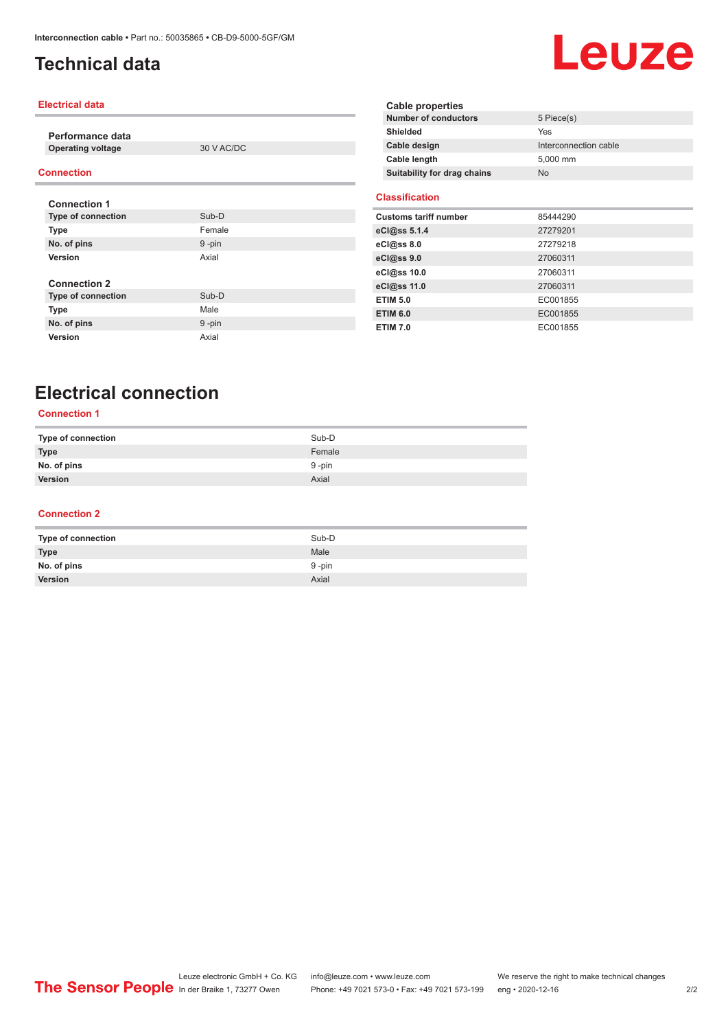# Technical data

## Electrical data

### Performance data

| | |
|---|---|
| Operating voltage | 30 V AC/DC |

## Connection

### Connection 1

| | |
|---|---|
| Type of connection | Sub-D |
| Type | Female |
| No. of pins | 9 -pin |
| Version | Axial |

### Connection 2

| | |
|---|---|
| Type of connection | Sub-D |
| Type | Male |
| No. of pins | 9 -pin |
| Version | Axial |

### Cable properties

| | |
|---|---|
| Number of conductors | 5 Piece(s) |
| Shielded | Yes |
| Cable design | Interconnection cable |
| Cable length | 5,000 mm |
| Suitability for drag chains | No |

## Classification

| | |
|---|---|
| Customs tariff number | 85444290 |
| eCl@ss 5.1.4 | 27279201 |
| eCl@ss 8.0 | 27279218 |
| eCl@ss 9.0 | 27060311 |
| eCl@ss 10.0 | 27060311 |
| eCl@ss 11.0 | 27060311 |
| ETIM 5.0 | EC001855 |
| ETIM 6.0 | EC001855 |
| ETIM 7.0 | EC001855 |

# Electrical connection

## Connection 1

| | |
|---|---|
| Type of connection | Sub-D |
| Type | Female |
| No. of pins | 9 -pin |
| Version | Axial |

## Connection 2

| | |
|---|---|
| Type of connection | Sub-D |
| Type | Male |
| No. of pins | 9 -pin |
| Version | Axial |